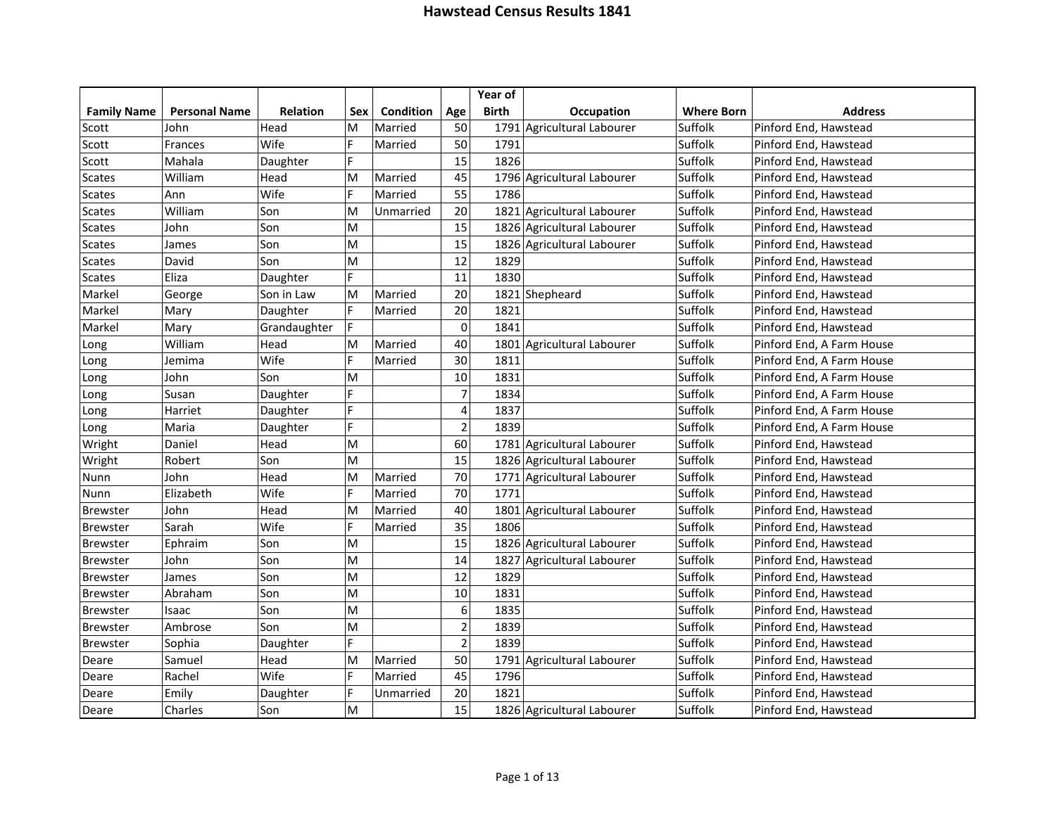# Hawstead Census Results 1841

| Family Name | Personal Name | Relation | Sex | Condition | Age | Year of Birth | Occupation | Where Born | Address |
|---|---|---|---|---|---|---|---|---|---|
| Scott | John | Head | M | Married | 50 | 1791 | Agricultural Labourer | Suffolk | Pinford End, Hawstead |
| Scott | Frances | Wife | F | Married | 50 | 1791 | | Suffolk | Pinford End, Hawstead |
| Scott | Mahala | Daughter | F | | 15 | 1826 | | Suffolk | Pinford End, Hawstead |
| Scates | William | Head | M | Married | 45 | 1796 | Agricultural Labourer | Suffolk | Pinford End, Hawstead |
| Scates | Ann | Wife | F | Married | 55 | 1786 | | Suffolk | Pinford End, Hawstead |
| Scates | William | Son | M | Unmarried | 20 | 1821 | Agricultural Labourer | Suffolk | Pinford End, Hawstead |
| Scates | John | Son | M | | 15 | 1826 | Agricultural Labourer | Suffolk | Pinford End, Hawstead |
| Scates | James | Son | M | | 15 | 1826 | Agricultural Labourer | Suffolk | Pinford End, Hawstead |
| Scates | David | Son | M | | 12 | 1829 | | Suffolk | Pinford End, Hawstead |
| Scates | Eliza | Daughter | F | | 11 | 1830 | | Suffolk | Pinford End, Hawstead |
| Markel | George | Son in Law | M | Married | 20 | 1821 | Shepheard | Suffolk | Pinford End, Hawstead |
| Markel | Mary | Daughter | F | Married | 20 | 1821 | | Suffolk | Pinford End, Hawstead |
| Markel | Mary | Grandaughter | F | | 0 | 1841 | | Suffolk | Pinford End, Hawstead |
| Long | William | Head | M | Married | 40 | 1801 | Agricultural Labourer | Suffolk | Pinford End, A Farm House |
| Long | Jemima | Wife | F | Married | 30 | 1811 | | Suffolk | Pinford End, A Farm House |
| Long | John | Son | M | | 10 | 1831 | | Suffolk | Pinford End, A Farm House |
| Long | Susan | Daughter | F | | 7 | 1834 | | Suffolk | Pinford End, A Farm House |
| Long | Harriet | Daughter | F | | 4 | 1837 | | Suffolk | Pinford End, A Farm House |
| Long | Maria | Daughter | F | | 2 | 1839 | | Suffolk | Pinford End, A Farm House |
| Wright | Daniel | Head | M | | 60 | 1781 | Agricultural Labourer | Suffolk | Pinford End, Hawstead |
| Wright | Robert | Son | M | | 15 | 1826 | Agricultural Labourer | Suffolk | Pinford End, Hawstead |
| Nunn | John | Head | M | Married | 70 | 1771 | Agricultural Labourer | Suffolk | Pinford End, Hawstead |
| Nunn | Elizabeth | Wife | F | Married | 70 | 1771 | | Suffolk | Pinford End, Hawstead |
| Brewster | John | Head | M | Married | 40 | 1801 | Agricultural Labourer | Suffolk | Pinford End, Hawstead |
| Brewster | Sarah | Wife | F | Married | 35 | 1806 | | Suffolk | Pinford End, Hawstead |
| Brewster | Ephraim | Son | M | | 15 | 1826 | Agricultural Labourer | Suffolk | Pinford End, Hawstead |
| Brewster | John | Son | M | | 14 | 1827 | Agricultural Labourer | Suffolk | Pinford End, Hawstead |
| Brewster | James | Son | M | | 12 | 1829 | | Suffolk | Pinford End, Hawstead |
| Brewster | Abraham | Son | M | | 10 | 1831 | | Suffolk | Pinford End, Hawstead |
| Brewster | Isaac | Son | M | | 6 | 1835 | | Suffolk | Pinford End, Hawstead |
| Brewster | Ambrose | Son | M | | 2 | 1839 | | Suffolk | Pinford End, Hawstead |
| Brewster | Sophia | Daughter | F | | 2 | 1839 | | Suffolk | Pinford End, Hawstead |
| Deare | Samuel | Head | M | Married | 50 | 1791 | Agricultural Labourer | Suffolk | Pinford End, Hawstead |
| Deare | Rachel | Wife | F | Married | 45 | 1796 | | Suffolk | Pinford End, Hawstead |
| Deare | Emily | Daughter | F | Unmarried | 20 | 1821 | | Suffolk | Pinford End, Hawstead |
| Deare | Charles | Son | M | | 15 | 1826 | Agricultural Labourer | Suffolk | Pinford End, Hawstead |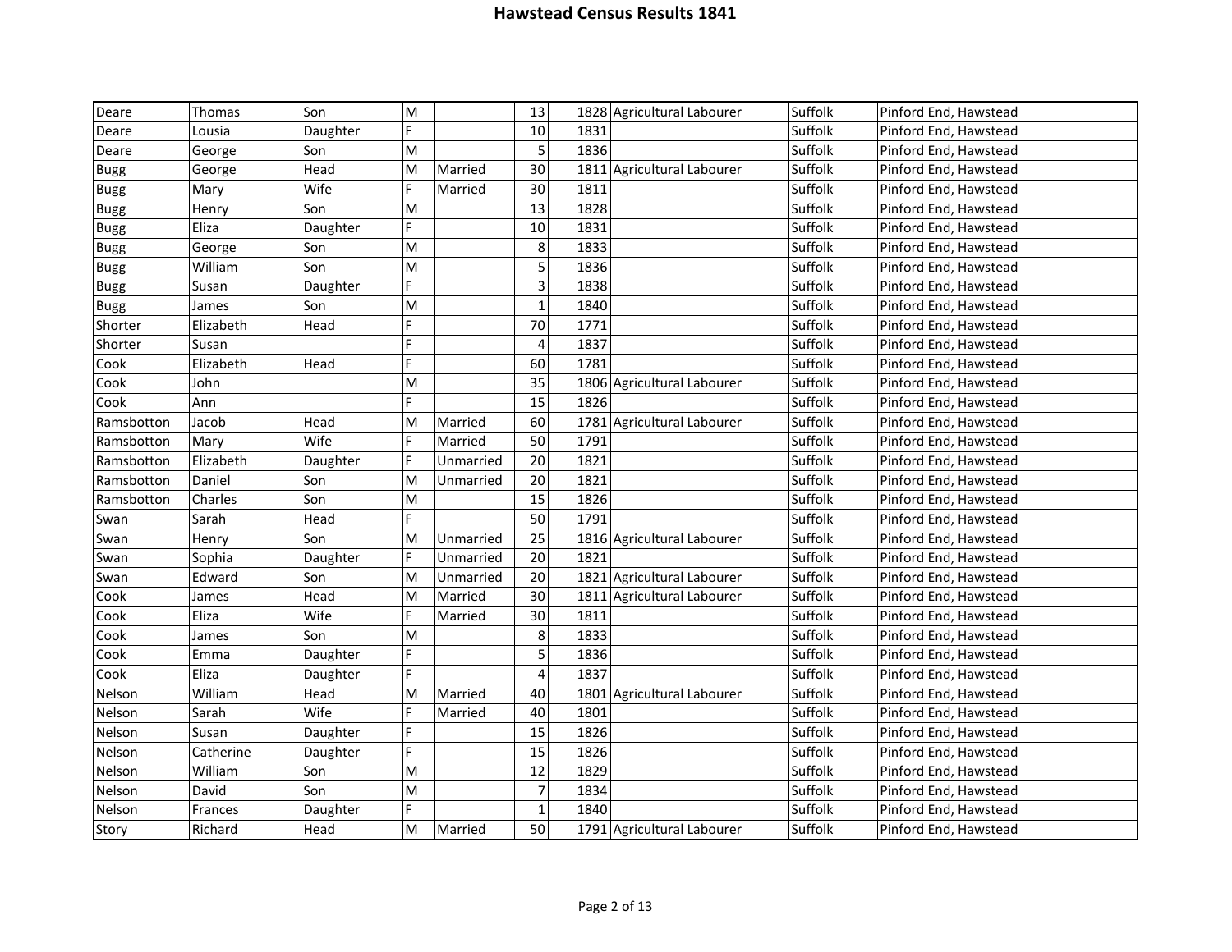| | | | | | | | | | |
|---|---|---|---|---|---|---|---|---|---|
| Deare | Thomas | Son | M | | 13 | 1828 | Agricultural Labourer | Suffolk | Pinford End, Hawstead |
| Deare | Lousia | Daughter | F | | 10 | 1831 | | Suffolk | Pinford End, Hawstead |
| Deare | George | Son | M | | 5 | 1836 | | Suffolk | Pinford End, Hawstead |
| Bugg | George | Head | M | Married | 30 | 1811 | Agricultural Labourer | Suffolk | Pinford End, Hawstead |
| Bugg | Mary | Wife | F | Married | 30 | 1811 | | Suffolk | Pinford End, Hawstead |
| Bugg | Henry | Son | M | | 13 | 1828 | | Suffolk | Pinford End, Hawstead |
| Bugg | Eliza | Daughter | F | | 10 | 1831 | | Suffolk | Pinford End, Hawstead |
| Bugg | George | Son | M | | 8 | 1833 | | Suffolk | Pinford End, Hawstead |
| Bugg | William | Son | M | | 5 | 1836 | | Suffolk | Pinford End, Hawstead |
| Bugg | Susan | Daughter | F | | 3 | 1838 | | Suffolk | Pinford End, Hawstead |
| Bugg | James | Son | M | | 1 | 1840 | | Suffolk | Pinford End, Hawstead |
| Shorter | Elizabeth | Head | F | | 70 | 1771 | | Suffolk | Pinford End, Hawstead |
| Shorter | Susan | | F | | 4 | 1837 | | Suffolk | Pinford End, Hawstead |
| Cook | Elizabeth | Head | F | | 60 | 1781 | | Suffolk | Pinford End, Hawstead |
| Cook | John | | M | | 35 | 1806 | Agricultural Labourer | Suffolk | Pinford End, Hawstead |
| Cook | Ann | | F | | 15 | 1826 | | Suffolk | Pinford End, Hawstead |
| Ramsbotton | Jacob | Head | M | Married | 60 | 1781 | Agricultural Labourer | Suffolk | Pinford End, Hawstead |
| Ramsbotton | Mary | Wife | F | Married | 50 | 1791 | | Suffolk | Pinford End, Hawstead |
| Ramsbotton | Elizabeth | Daughter | F | Unmarried | 20 | 1821 | | Suffolk | Pinford End, Hawstead |
| Ramsbotton | Daniel | Son | M | Unmarried | 20 | 1821 | | Suffolk | Pinford End, Hawstead |
| Ramsbotton | Charles | Son | M | | 15 | 1826 | | Suffolk | Pinford End, Hawstead |
| Swan | Sarah | Head | F | | 50 | 1791 | | Suffolk | Pinford End, Hawstead |
| Swan | Henry | Son | M | Unmarried | 25 | 1816 | Agricultural Labourer | Suffolk | Pinford End, Hawstead |
| Swan | Sophia | Daughter | F | Unmarried | 20 | 1821 | | Suffolk | Pinford End, Hawstead |
| Swan | Edward | Son | M | Unmarried | 20 | 1821 | Agricultural Labourer | Suffolk | Pinford End, Hawstead |
| Cook | James | Head | M | Married | 30 | 1811 | Agricultural Labourer | Suffolk | Pinford End, Hawstead |
| Cook | Eliza | Wife | F | Married | 30 | 1811 | | Suffolk | Pinford End, Hawstead |
| Cook | James | Son | M | | 8 | 1833 | | Suffolk | Pinford End, Hawstead |
| Cook | Emma | Daughter | F | | 5 | 1836 | | Suffolk | Pinford End, Hawstead |
| Cook | Eliza | Daughter | F | | 4 | 1837 | | Suffolk | Pinford End, Hawstead |
| Nelson | William | Head | M | Married | 40 | 1801 | Agricultural Labourer | Suffolk | Pinford End, Hawstead |
| Nelson | Sarah | Wife | F | Married | 40 | 1801 | | Suffolk | Pinford End, Hawstead |
| Nelson | Susan | Daughter | F | | 15 | 1826 | | Suffolk | Pinford End, Hawstead |
| Nelson | Catherine | Daughter | F | | 15 | 1826 | | Suffolk | Pinford End, Hawstead |
| Nelson | William | Son | M | | 12 | 1829 | | Suffolk | Pinford End, Hawstead |
| Nelson | David | Son | M | | 7 | 1834 | | Suffolk | Pinford End, Hawstead |
| Nelson | Frances | Daughter | F | | 1 | 1840 | | Suffolk | Pinford End, Hawstead |
| Story | Richard | Head | M | Married | 50 | 1791 | Agricultural Labourer | Suffolk | Pinford End, Hawstead |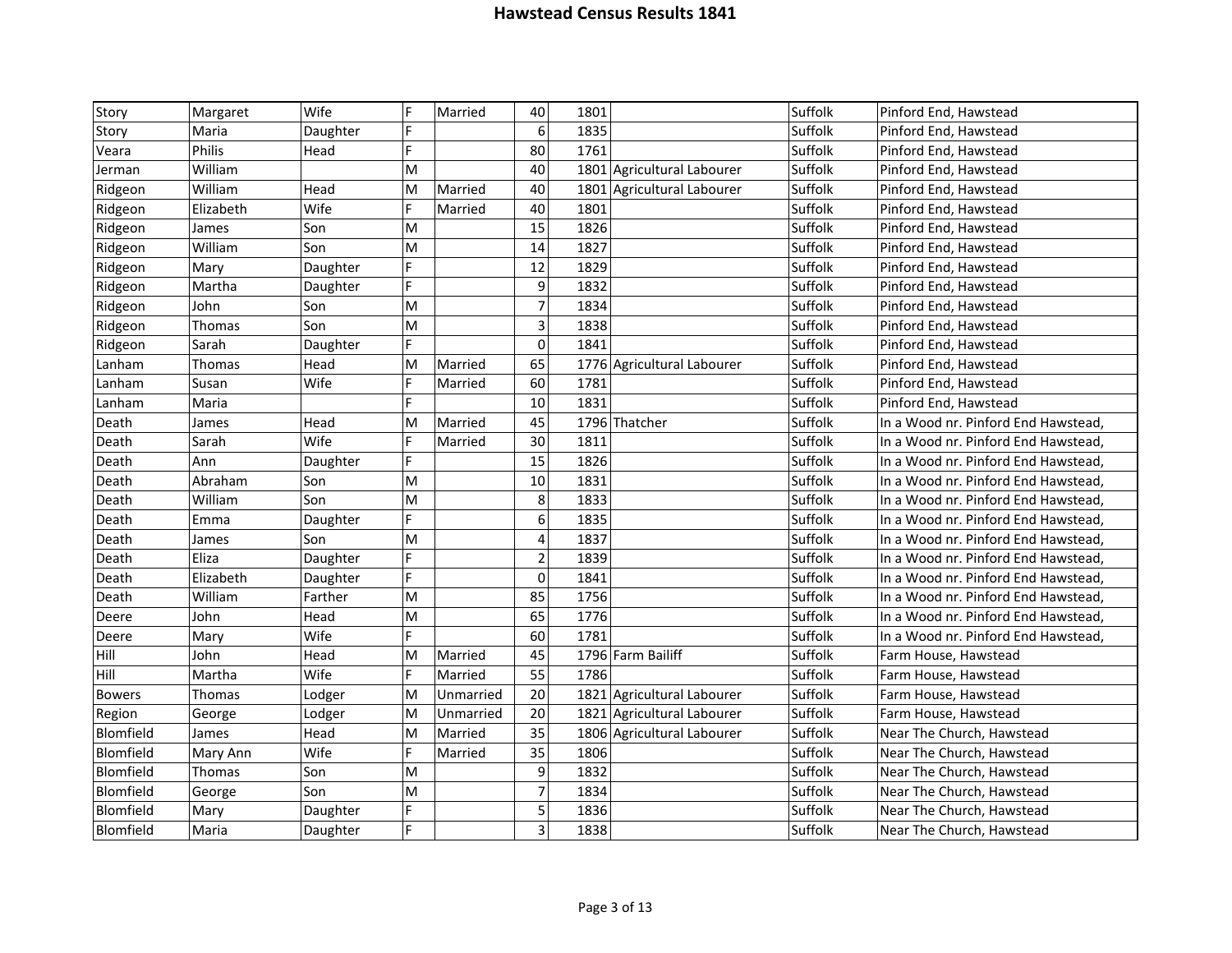# Hawstead Census Results 1841

| | | | | | | | | | |
|---|---|---|---|---|---|---|---|---|---|
| Story | Margaret | Wife | F | Married | 40 | 1801 | | Suffolk | Pinford End, Hawstead |
| Story | Maria | Daughter | F | | 6 | 1835 | | Suffolk | Pinford End, Hawstead |
| Veara | Philis | Head | F | | 80 | 1761 | | Suffolk | Pinford End, Hawstead |
| Jerman | William | | M | | 40 | 1801 | Agricultural Labourer | Suffolk | Pinford End, Hawstead |
| Ridgeon | William | Head | M | Married | 40 | 1801 | Agricultural Labourer | Suffolk | Pinford End, Hawstead |
| Ridgeon | Elizabeth | Wife | F | Married | 40 | 1801 | | Suffolk | Pinford End, Hawstead |
| Ridgeon | James | Son | M | | 15 | 1826 | | Suffolk | Pinford End, Hawstead |
| Ridgeon | William | Son | M | | 14 | 1827 | | Suffolk | Pinford End, Hawstead |
| Ridgeon | Mary | Daughter | F | | 12 | 1829 | | Suffolk | Pinford End, Hawstead |
| Ridgeon | Martha | Daughter | F | | 9 | 1832 | | Suffolk | Pinford End, Hawstead |
| Ridgeon | John | Son | M | | 7 | 1834 | | Suffolk | Pinford End, Hawstead |
| Ridgeon | Thomas | Son | M | | 3 | 1838 | | Suffolk | Pinford End, Hawstead |
| Ridgeon | Sarah | Daughter | F | | 0 | 1841 | | Suffolk | Pinford End, Hawstead |
| Lanham | Thomas | Head | M | Married | 65 | 1776 | Agricultural Labourer | Suffolk | Pinford End, Hawstead |
| Lanham | Susan | Wife | F | Married | 60 | 1781 | | Suffolk | Pinford End, Hawstead |
| Lanham | Maria | | F | | 10 | 1831 | | Suffolk | Pinford End, Hawstead |
| Death | James | Head | M | Married | 45 | 1796 | Thatcher | Suffolk | In a Wood nr. Pinford End Hawstead, |
| Death | Sarah | Wife | F | Married | 30 | 1811 | | Suffolk | In a Wood nr. Pinford End Hawstead, |
| Death | Ann | Daughter | F | | 15 | 1826 | | Suffolk | In a Wood nr. Pinford End Hawstead, |
| Death | Abraham | Son | M | | 10 | 1831 | | Suffolk | In a Wood nr. Pinford End Hawstead, |
| Death | William | Son | M | | 8 | 1833 | | Suffolk | In a Wood nr. Pinford End Hawstead, |
| Death | Emma | Daughter | F | | 6 | 1835 | | Suffolk | In a Wood nr. Pinford End Hawstead, |
| Death | James | Son | M | | 4 | 1837 | | Suffolk | In a Wood nr. Pinford End Hawstead, |
| Death | Eliza | Daughter | F | | 2 | 1839 | | Suffolk | In a Wood nr. Pinford End Hawstead, |
| Death | Elizabeth | Daughter | F | | 0 | 1841 | | Suffolk | In a Wood nr. Pinford End Hawstead, |
| Death | William | Farther | M | | 85 | 1756 | | Suffolk | In a Wood nr. Pinford End Hawstead, |
| Deere | John | Head | M | | 65 | 1776 | | Suffolk | In a Wood nr. Pinford End Hawstead, |
| Deere | Mary | Wife | F | | 60 | 1781 | | Suffolk | In a Wood nr. Pinford End Hawstead, |
| Hill | John | Head | M | Married | 45 | 1796 | Farm Bailiff | Suffolk | Farm House, Hawstead |
| Hill | Martha | Wife | F | Married | 55 | 1786 | | Suffolk | Farm House, Hawstead |
| Bowers | Thomas | Lodger | M | Unmarried | 20 | 1821 | Agricultural Labourer | Suffolk | Farm House, Hawstead |
| Region | George | Lodger | M | Unmarried | 20 | 1821 | Agricultural Labourer | Suffolk | Farm House, Hawstead |
| Blomfield | James | Head | M | Married | 35 | 1806 | Agricultural Labourer | Suffolk | Near The Church, Hawstead |
| Blomfield | Mary Ann | Wife | F | Married | 35 | 1806 | | Suffolk | Near The Church, Hawstead |
| Blomfield | Thomas | Son | M | | 9 | 1832 | | Suffolk | Near The Church, Hawstead |
| Blomfield | George | Son | M | | 7 | 1834 | | Suffolk | Near The Church, Hawstead |
| Blomfield | Mary | Daughter | F | | 5 | 1836 | | Suffolk | Near The Church, Hawstead |
| Blomfield | Maria | Daughter | F | | 3 | 1838 | | Suffolk | Near The Church, Hawstead |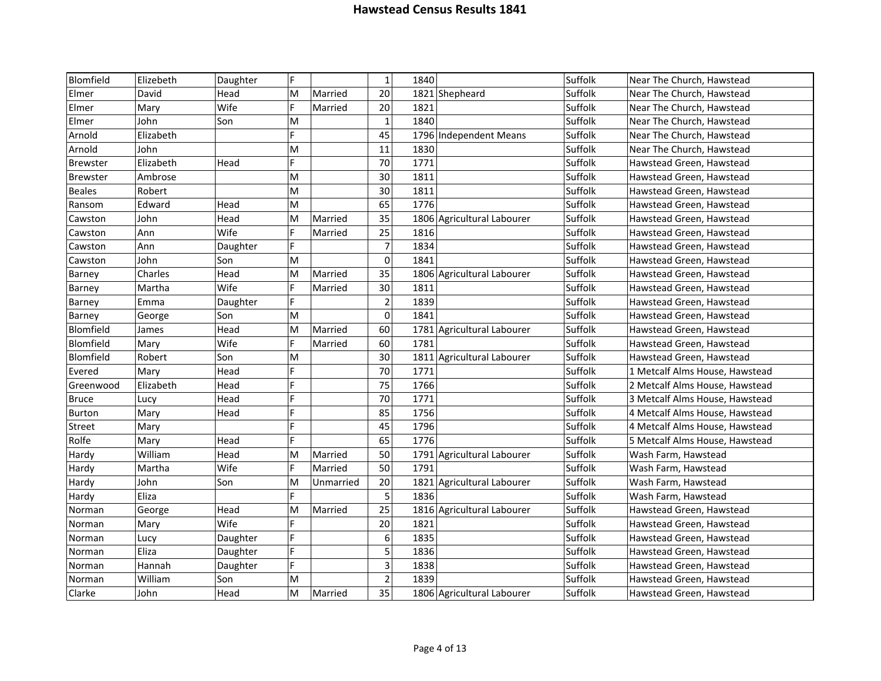# Hawstead Census Results 1841

| | | | | | | | | | |
|---|---|---|---|---|---|---|---|---|---|
| Blomfield | Elizebeth | Daughter | F | | 1 | 1840 | | Suffolk | Near The Church, Hawstead |
| Elmer | David | Head | M | Married | 20 | 1821 | Shepheard | Suffolk | Near The Church, Hawstead |
| Elmer | Mary | Wife | F | Married | 20 | 1821 | | Suffolk | Near The Church, Hawstead |
| Elmer | John | Son | M | | 1 | 1840 | | Suffolk | Near The Church, Hawstead |
| Arnold | Elizabeth | | F | | 45 | 1796 | Independent Means | Suffolk | Near The Church, Hawstead |
| Arnold | John | | M | | 11 | 1830 | | Suffolk | Near The Church, Hawstead |
| Brewster | Elizabeth | Head | F | | 70 | 1771 | | Suffolk | Hawstead Green, Hawstead |
| Brewster | Ambrose | | M | | 30 | 1811 | | Suffolk | Hawstead Green, Hawstead |
| Beales | Robert | | M | | 30 | 1811 | | Suffolk | Hawstead Green, Hawstead |
| Ransom | Edward | Head | M | | 65 | 1776 | | Suffolk | Hawstead Green, Hawstead |
| Cawston | John | Head | M | Married | 35 | 1806 | Agricultural Labourer | Suffolk | Hawstead Green, Hawstead |
| Cawston | Ann | Wife | F | Married | 25 | 1816 | | Suffolk | Hawstead Green, Hawstead |
| Cawston | Ann | Daughter | F | | 7 | 1834 | | Suffolk | Hawstead Green, Hawstead |
| Cawston | John | Son | M | | 0 | 1841 | | Suffolk | Hawstead Green, Hawstead |
| Barney | Charles | Head | M | Married | 35 | 1806 | Agricultural Labourer | Suffolk | Hawstead Green, Hawstead |
| Barney | Martha | Wife | F | Married | 30 | 1811 | | Suffolk | Hawstead Green, Hawstead |
| Barney | Emma | Daughter | F | | 2 | 1839 | | Suffolk | Hawstead Green, Hawstead |
| Barney | George | Son | M | | 0 | 1841 | | Suffolk | Hawstead Green, Hawstead |
| Blomfield | James | Head | M | Married | 60 | 1781 | Agricultural Labourer | Suffolk | Hawstead Green, Hawstead |
| Blomfield | Mary | Wife | F | Married | 60 | 1781 | | Suffolk | Hawstead Green, Hawstead |
| Blomfield | Robert | Son | M | | 30 | 1811 | Agricultural Labourer | Suffolk | Hawstead Green, Hawstead |
| Evered | Mary | Head | F | | 70 | 1771 | | Suffolk | 1 Metcalf Alms House, Hawstead |
| Greenwood | Elizabeth | Head | F | | 75 | 1766 | | Suffolk | 2 Metcalf Alms House, Hawstead |
| Bruce | Lucy | Head | F | | 70 | 1771 | | Suffolk | 3 Metcalf Alms House, Hawstead |
| Burton | Mary | Head | F | | 85 | 1756 | | Suffolk | 4 Metcalf Alms House, Hawstead |
| Street | Mary | | F | | 45 | 1796 | | Suffolk | 4 Metcalf Alms House, Hawstead |
| Rolfe | Mary | Head | F | | 65 | 1776 | | Suffolk | 5 Metcalf Alms House, Hawstead |
| Hardy | William | Head | M | Married | 50 | 1791 | Agricultural Labourer | Suffolk | Wash Farm, Hawstead |
| Hardy | Martha | Wife | F | Married | 50 | 1791 | | Suffolk | Wash Farm, Hawstead |
| Hardy | John | Son | M | Unmarried | 20 | 1821 | Agricultural Labourer | Suffolk | Wash Farm, Hawstead |
| Hardy | Eliza | | F | | 5 | 1836 | | Suffolk | Wash Farm, Hawstead |
| Norman | George | Head | M | Married | 25 | 1816 | Agricultural Labourer | Suffolk | Hawstead Green, Hawstead |
| Norman | Mary | Wife | F | | 20 | 1821 | | Suffolk | Hawstead Green, Hawstead |
| Norman | Lucy | Daughter | F | | 6 | 1835 | | Suffolk | Hawstead Green, Hawstead |
| Norman | Eliza | Daughter | F | | 5 | 1836 | | Suffolk | Hawstead Green, Hawstead |
| Norman | Hannah | Daughter | F | | 3 | 1838 | | Suffolk | Hawstead Green, Hawstead |
| Norman | William | Son | M | | 2 | 1839 | | Suffolk | Hawstead Green, Hawstead |
| Clarke | John | Head | M | Married | 35 | 1806 | Agricultural Labourer | Suffolk | Hawstead Green, Hawstead |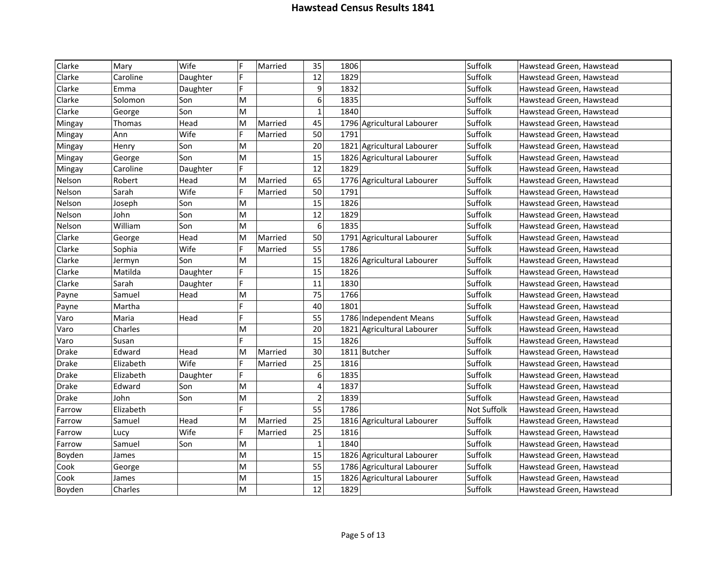# Hawstead Census Results 1841

| | | | | | | | | | |
|---|---|---|---|---|---|---|---|---|---|
| Clarke | Mary | Wife | F | Married | 35 | 1806 | | Suffolk | Hawstead Green, Hawstead |
| Clarke | Caroline | Daughter | F | | 12 | 1829 | | Suffolk | Hawstead Green, Hawstead |
| Clarke | Emma | Daughter | F | | 9 | 1832 | | Suffolk | Hawstead Green, Hawstead |
| Clarke | Solomon | Son | M | | 6 | 1835 | | Suffolk | Hawstead Green, Hawstead |
| Clarke | George | Son | M | | 1 | 1840 | | Suffolk | Hawstead Green, Hawstead |
| Mingay | Thomas | Head | M | Married | 45 | 1796 | Agricultural Labourer | Suffolk | Hawstead Green, Hawstead |
| Mingay | Ann | Wife | F | Married | 50 | 1791 | | Suffolk | Hawstead Green, Hawstead |
| Mingay | Henry | Son | M | | 20 | 1821 | Agricultural Labourer | Suffolk | Hawstead Green, Hawstead |
| Mingay | George | Son | M | | 15 | 1826 | Agricultural Labourer | Suffolk | Hawstead Green, Hawstead |
| Mingay | Caroline | Daughter | F | | 12 | 1829 | | Suffolk | Hawstead Green, Hawstead |
| Nelson | Robert | Head | M | Married | 65 | 1776 | Agricultural Labourer | Suffolk | Hawstead Green, Hawstead |
| Nelson | Sarah | Wife | F | Married | 50 | 1791 | | Suffolk | Hawstead Green, Hawstead |
| Nelson | Joseph | Son | M | | 15 | 1826 | | Suffolk | Hawstead Green, Hawstead |
| Nelson | John | Son | M | | 12 | 1829 | | Suffolk | Hawstead Green, Hawstead |
| Nelson | William | Son | M | | 6 | 1835 | | Suffolk | Hawstead Green, Hawstead |
| Clarke | George | Head | M | Married | 50 | 1791 | Agricultural Labourer | Suffolk | Hawstead Green, Hawstead |
| Clarke | Sophia | Wife | F | Married | 55 | 1786 | | Suffolk | Hawstead Green, Hawstead |
| Clarke | Jermyn | Son | M | | 15 | 1826 | Agricultural Labourer | Suffolk | Hawstead Green, Hawstead |
| Clarke | Matilda | Daughter | F | | 15 | 1826 | | Suffolk | Hawstead Green, Hawstead |
| Clarke | Sarah | Daughter | F | | 11 | 1830 | | Suffolk | Hawstead Green, Hawstead |
| Payne | Samuel | Head | M | | 75 | 1766 | | Suffolk | Hawstead Green, Hawstead |
| Payne | Martha | | F | | 40 | 1801 | | Suffolk | Hawstead Green, Hawstead |
| Varo | Maria | Head | F | | 55 | 1786 | Independent Means | Suffolk | Hawstead Green, Hawstead |
| Varo | Charles | | M | | 20 | 1821 | Agricultural Labourer | Suffolk | Hawstead Green, Hawstead |
| Varo | Susan | | F | | 15 | 1826 | | Suffolk | Hawstead Green, Hawstead |
| Drake | Edward | Head | M | Married | 30 | 1811 | Butcher | Suffolk | Hawstead Green, Hawstead |
| Drake | Elizabeth | Wife | F | Married | 25 | 1816 | | Suffolk | Hawstead Green, Hawstead |
| Drake | Elizabeth | Daughter | F | | 6 | 1835 | | Suffolk | Hawstead Green, Hawstead |
| Drake | Edward | Son | M | | 4 | 1837 | | Suffolk | Hawstead Green, Hawstead |
| Drake | John | Son | M | | 2 | 1839 | | Suffolk | Hawstead Green, Hawstead |
| Farrow | Elizabeth | | F | | 55 | 1786 | | Not Suffolk | Hawstead Green, Hawstead |
| Farrow | Samuel | Head | M | Married | 25 | 1816 | Agricultural Labourer | Suffolk | Hawstead Green, Hawstead |
| Farrow | Lucy | Wife | F | Married | 25 | 1816 | | Suffolk | Hawstead Green, Hawstead |
| Farrow | Samuel | Son | M | | 1 | 1840 | | Suffolk | Hawstead Green, Hawstead |
| Boyden | James | | M | | 15 | 1826 | Agricultural Labourer | Suffolk | Hawstead Green, Hawstead |
| Cook | George | | M | | 55 | 1786 | Agricultural Labourer | Suffolk | Hawstead Green, Hawstead |
| Cook | James | | M | | 15 | 1826 | Agricultural Labourer | Suffolk | Hawstead Green, Hawstead |
| Boyden | Charles | | M | | 12 | 1829 | | Suffolk | Hawstead Green, Hawstead |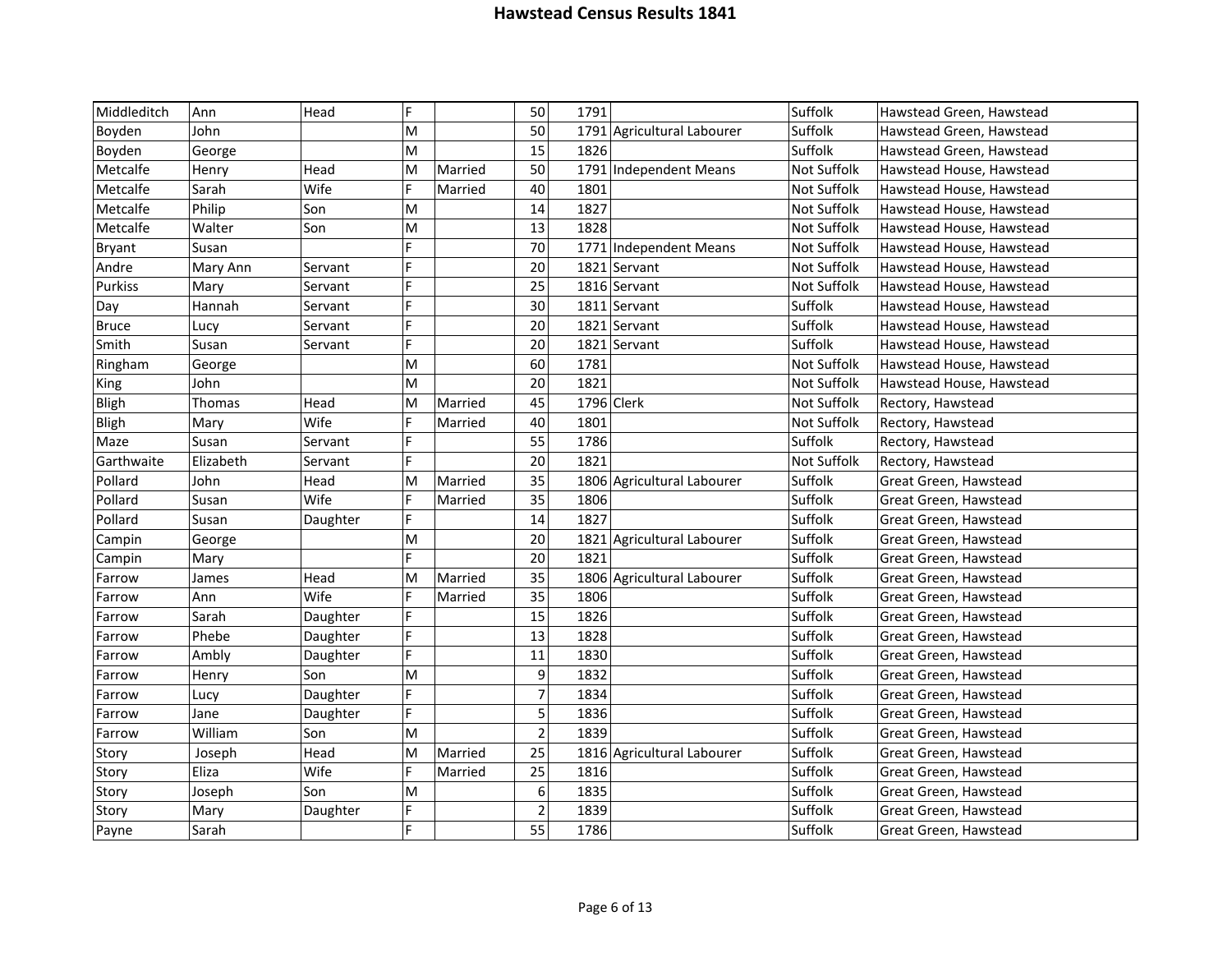# Hawstead Census Results 1841

| | | | | | | | | | |
|---|---|---|---|---|---|---|---|---|---|
| Middleditch | Ann | Head | F | | 50 | 1791 | | Suffolk | Hawstead Green, Hawstead |
| Boyden | John | | M | | 50 | 1791 | Agricultural Labourer | Suffolk | Hawstead Green, Hawstead |
| Boyden | George | | M | | 15 | 1826 | | Suffolk | Hawstead Green, Hawstead |
| Metcalfe | Henry | Head | M | Married | 50 | 1791 | Independent Means | Not Suffolk | Hawstead House, Hawstead |
| Metcalfe | Sarah | Wife | F | Married | 40 | 1801 | | Not Suffolk | Hawstead House, Hawstead |
| Metcalfe | Philip | Son | M | | 14 | 1827 | | Not Suffolk | Hawstead House, Hawstead |
| Metcalfe | Walter | Son | M | | 13 | 1828 | | Not Suffolk | Hawstead House, Hawstead |
| Bryant | Susan | | F | | 70 | 1771 | Independent Means | Not Suffolk | Hawstead House, Hawstead |
| Andre | Mary Ann | Servant | F | | 20 | 1821 | Servant | Not Suffolk | Hawstead House, Hawstead |
| Purkiss | Mary | Servant | F | | 25 | 1816 | Servant | Not Suffolk | Hawstead House, Hawstead |
| Day | Hannah | Servant | F | | 30 | 1811 | Servant | Suffolk | Hawstead House, Hawstead |
| Bruce | Lucy | Servant | F | | 20 | 1821 | Servant | Suffolk | Hawstead House, Hawstead |
| Smith | Susan | Servant | F | | 20 | 1821 | Servant | Suffolk | Hawstead House, Hawstead |
| Ringham | George | | M | | 60 | 1781 | | Not Suffolk | Hawstead House, Hawstead |
| King | John | | M | | 20 | 1821 | | Not Suffolk | Hawstead House, Hawstead |
| Bligh | Thomas | Head | M | Married | 45 | 1796 | Clerk | Not Suffolk | Rectory, Hawstead |
| Bligh | Mary | Wife | F | Married | 40 | 1801 | | Not Suffolk | Rectory, Hawstead |
| Maze | Susan | Servant | F | | 55 | 1786 | | Suffolk | Rectory, Hawstead |
| Garthwaite | Elizabeth | Servant | F | | 20 | 1821 | | Not Suffolk | Rectory, Hawstead |
| Pollard | John | Head | M | Married | 35 | 1806 | Agricultural Labourer | Suffolk | Great Green, Hawstead |
| Pollard | Susan | Wife | F | Married | 35 | 1806 | | Suffolk | Great Green, Hawstead |
| Pollard | Susan | Daughter | F | | 14 | 1827 | | Suffolk | Great Green, Hawstead |
| Campin | George | | M | | 20 | 1821 | Agricultural Labourer | Suffolk | Great Green, Hawstead |
| Campin | Mary | | F | | 20 | 1821 | | Suffolk | Great Green, Hawstead |
| Farrow | James | Head | M | Married | 35 | 1806 | Agricultural Labourer | Suffolk | Great Green, Hawstead |
| Farrow | Ann | Wife | F | Married | 35 | 1806 | | Suffolk | Great Green, Hawstead |
| Farrow | Sarah | Daughter | F | | 15 | 1826 | | Suffolk | Great Green, Hawstead |
| Farrow | Phebe | Daughter | F | | 13 | 1828 | | Suffolk | Great Green, Hawstead |
| Farrow | Ambly | Daughter | F | | 11 | 1830 | | Suffolk | Great Green, Hawstead |
| Farrow | Henry | Son | M | | 9 | 1832 | | Suffolk | Great Green, Hawstead |
| Farrow | Lucy | Daughter | F | | 7 | 1834 | | Suffolk | Great Green, Hawstead |
| Farrow | Jane | Daughter | F | | 5 | 1836 | | Suffolk | Great Green, Hawstead |
| Farrow | William | Son | M | | 2 | 1839 | | Suffolk | Great Green, Hawstead |
| Story | Joseph | Head | M | Married | 25 | 1816 | Agricultural Labourer | Suffolk | Great Green, Hawstead |
| Story | Eliza | Wife | F | Married | 25 | 1816 | | Suffolk | Great Green, Hawstead |
| Story | Joseph | Son | M | | 6 | 1835 | | Suffolk | Great Green, Hawstead |
| Story | Mary | Daughter | F | | 2 | 1839 | | Suffolk | Great Green, Hawstead |
| Payne | Sarah | | F | | 55 | 1786 | | Suffolk | Great Green, Hawstead |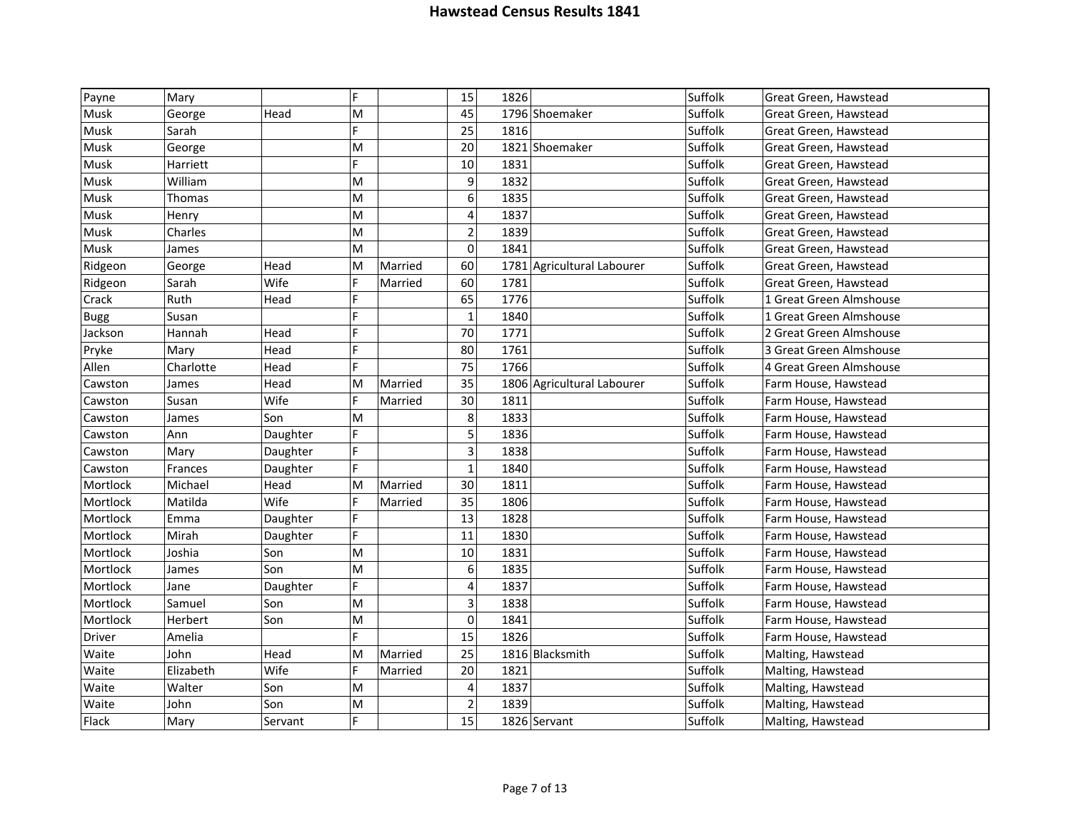# Hawstead Census Results 1841

| | | | | | | | | | |
|---|---|---|---|---|---|---|---|---|---|
| Payne | Mary | | F | | 15 | 1826 | | Suffolk | Great Green, Hawstead |
| Musk | George | Head | M | | 45 | 1796 | Shoemaker | Suffolk | Great Green, Hawstead |
| Musk | Sarah | | F | | 25 | 1816 | | Suffolk | Great Green, Hawstead |
| Musk | George | | M | | 20 | 1821 | Shoemaker | Suffolk | Great Green, Hawstead |
| Musk | Harriett | | F | | 10 | 1831 | | Suffolk | Great Green, Hawstead |
| Musk | William | | M | | 9 | 1832 | | Suffolk | Great Green, Hawstead |
| Musk | Thomas | | M | | 6 | 1835 | | Suffolk | Great Green, Hawstead |
| Musk | Henry | | M | | 4 | 1837 | | Suffolk | Great Green, Hawstead |
| Musk | Charles | | M | | 2 | 1839 | | Suffolk | Great Green, Hawstead |
| Musk | James | | M | | 0 | 1841 | | Suffolk | Great Green, Hawstead |
| Ridgeon | George | Head | M | Married | 60 | 1781 | Agricultural Labourer | Suffolk | Great Green, Hawstead |
| Ridgeon | Sarah | Wife | F | Married | 60 | 1781 | | Suffolk | Great Green, Hawstead |
| Crack | Ruth | Head | F | | 65 | 1776 | | Suffolk | 1 Great Green Almshouse |
| Bugg | Susan | | F | | 1 | 1840 | | Suffolk | 1 Great Green Almshouse |
| Jackson | Hannah | Head | F | | 70 | 1771 | | Suffolk | 2 Great Green Almshouse |
| Pryke | Mary | Head | F | | 80 | 1761 | | Suffolk | 3 Great Green Almshouse |
| Allen | Charlotte | Head | F | | 75 | 1766 | | Suffolk | 4 Great Green Almshouse |
| Cawston | James | Head | M | Married | 35 | 1806 | Agricultural Labourer | Suffolk | Farm House, Hawstead |
| Cawston | Susan | Wife | F | Married | 30 | 1811 | | Suffolk | Farm House, Hawstead |
| Cawston | James | Son | M | | 8 | 1833 | | Suffolk | Farm House, Hawstead |
| Cawston | Ann | Daughter | F | | 5 | 1836 | | Suffolk | Farm House, Hawstead |
| Cawston | Mary | Daughter | F | | 3 | 1838 | | Suffolk | Farm House, Hawstead |
| Cawston | Frances | Daughter | F | | 1 | 1840 | | Suffolk | Farm House, Hawstead |
| Mortlock | Michael | Head | M | Married | 30 | 1811 | | Suffolk | Farm House, Hawstead |
| Mortlock | Matilda | Wife | F | Married | 35 | 1806 | | Suffolk | Farm House, Hawstead |
| Mortlock | Emma | Daughter | F | | 13 | 1828 | | Suffolk | Farm House, Hawstead |
| Mortlock | Mirah | Daughter | F | | 11 | 1830 | | Suffolk | Farm House, Hawstead |
| Mortlock | Joshia | Son | M | | 10 | 1831 | | Suffolk | Farm House, Hawstead |
| Mortlock | James | Son | M | | 6 | 1835 | | Suffolk | Farm House, Hawstead |
| Mortlock | Jane | Daughter | F | | 4 | 1837 | | Suffolk | Farm House, Hawstead |
| Mortlock | Samuel | Son | M | | 3 | 1838 | | Suffolk | Farm House, Hawstead |
| Mortlock | Herbert | Son | M | | 0 | 1841 | | Suffolk | Farm House, Hawstead |
| Driver | Amelia | | F | | 15 | 1826 | | Suffolk | Farm House, Hawstead |
| Waite | John | Head | M | Married | 25 | 1816 | Blacksmith | Suffolk | Malting, Hawstead |
| Waite | Elizabeth | Wife | F | Married | 20 | 1821 | | Suffolk | Malting, Hawstead |
| Waite | Walter | Son | M | | 4 | 1837 | | Suffolk | Malting, Hawstead |
| Waite | John | Son | M | | 2 | 1839 | | Suffolk | Malting, Hawstead |
| Flack | Mary | Servant | F | | 15 | 1826 | Servant | Suffolk | Malting, Hawstead |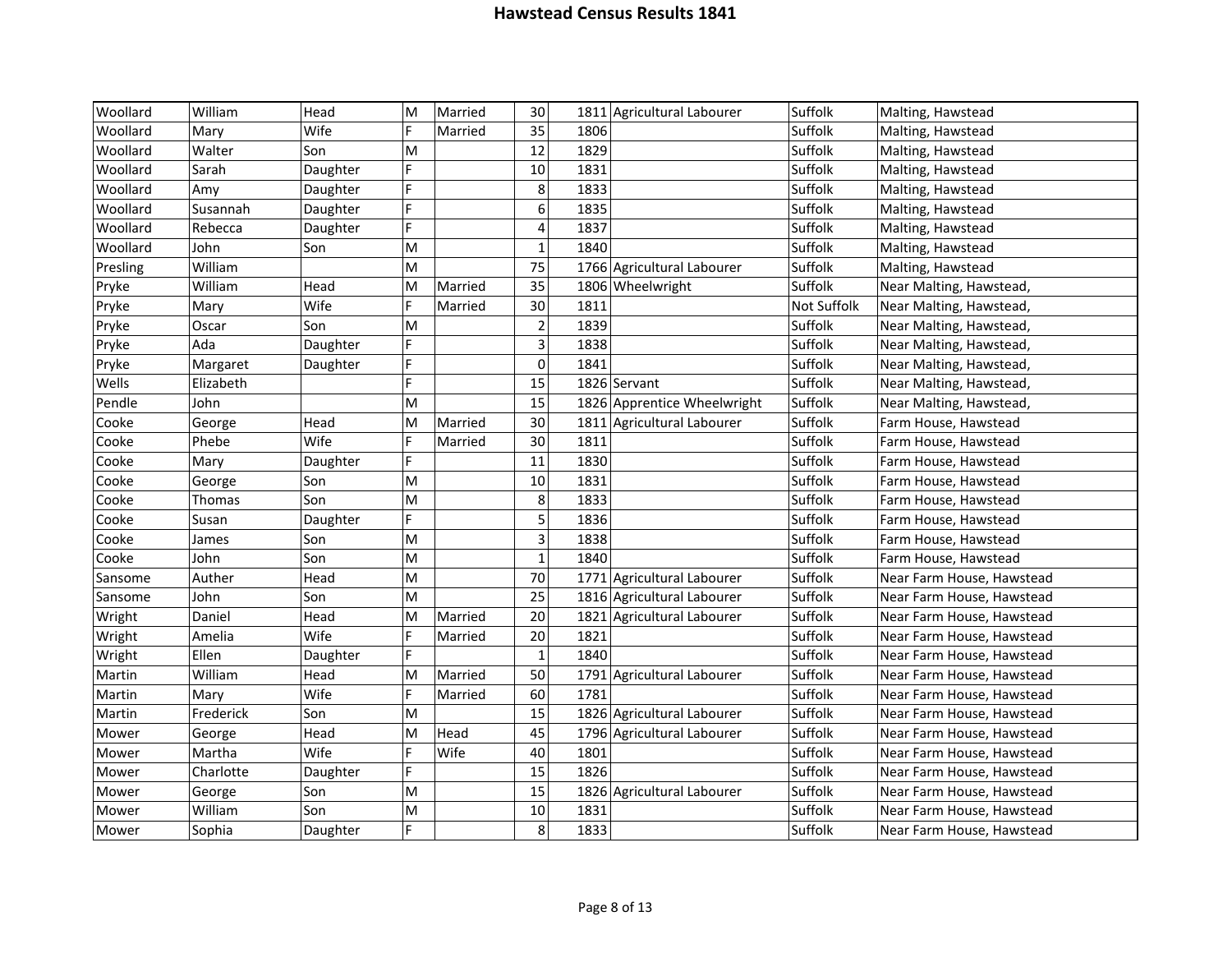# Hawstead Census Results 1841

| | | | | | | | | | |
|---|---|---|---|---|---|---|---|---|---|
| Woollard | William | Head | M | Married | 30 | 1811 | Agricultural Labourer | Suffolk | Malting, Hawstead |
| Woollard | Mary | Wife | F | Married | 35 | 1806 | | Suffolk | Malting, Hawstead |
| Woollard | Walter | Son | M | | 12 | 1829 | | Suffolk | Malting, Hawstead |
| Woollard | Sarah | Daughter | F | | 10 | 1831 | | Suffolk | Malting, Hawstead |
| Woollard | Amy | Daughter | F | | 8 | 1833 | | Suffolk | Malting, Hawstead |
| Woollard | Susannah | Daughter | F | | 6 | 1835 | | Suffolk | Malting, Hawstead |
| Woollard | Rebecca | Daughter | F | | 4 | 1837 | | Suffolk | Malting, Hawstead |
| Woollard | John | Son | M | | 1 | 1840 | | Suffolk | Malting, Hawstead |
| Presling | William | | M | | 75 | 1766 | Agricultural Labourer | Suffolk | Malting, Hawstead |
| Pryke | William | Head | M | Married | 35 | 1806 | Wheelwright | Suffolk | Near Malting, Hawstead, |
| Pryke | Mary | Wife | F | Married | 30 | 1811 | | Not Suffolk | Near Malting, Hawstead, |
| Pryke | Oscar | Son | M | | 2 | 1839 | | Suffolk | Near Malting, Hawstead, |
| Pryke | Ada | Daughter | F | | 3 | 1838 | | Suffolk | Near Malting, Hawstead, |
| Pryke | Margaret | Daughter | F | | 0 | 1841 | | Suffolk | Near Malting, Hawstead, |
| Wells | Elizabeth | | F | | 15 | 1826 | Servant | Suffolk | Near Malting, Hawstead, |
| Pendle | John | | M | | 15 | 1826 | Apprentice Wheelwright | Suffolk | Near Malting, Hawstead, |
| Cooke | George | Head | M | Married | 30 | 1811 | Agricultural Labourer | Suffolk | Farm House, Hawstead |
| Cooke | Phebe | Wife | F | Married | 30 | 1811 | | Suffolk | Farm House, Hawstead |
| Cooke | Mary | Daughter | F | | 11 | 1830 | | Suffolk | Farm House, Hawstead |
| Cooke | George | Son | M | | 10 | 1831 | | Suffolk | Farm House, Hawstead |
| Cooke | Thomas | Son | M | | 8 | 1833 | | Suffolk | Farm House, Hawstead |
| Cooke | Susan | Daughter | F | | 5 | 1836 | | Suffolk | Farm House, Hawstead |
| Cooke | James | Son | M | | 3 | 1838 | | Suffolk | Farm House, Hawstead |
| Cooke | John | Son | M | | 1 | 1840 | | Suffolk | Farm House, Hawstead |
| Sansome | Auther | Head | M | | 70 | 1771 | Agricultural Labourer | Suffolk | Near Farm House, Hawstead |
| Sansome | John | Son | M | | 25 | 1816 | Agricultural Labourer | Suffolk | Near Farm House, Hawstead |
| Wright | Daniel | Head | M | Married | 20 | 1821 | Agricultural Labourer | Suffolk | Near Farm House, Hawstead |
| Wright | Amelia | Wife | F | Married | 20 | 1821 | | Suffolk | Near Farm House, Hawstead |
| Wright | Ellen | Daughter | F | | 1 | 1840 | | Suffolk | Near Farm House, Hawstead |
| Martin | William | Head | M | Married | 50 | 1791 | Agricultural Labourer | Suffolk | Near Farm House, Hawstead |
| Martin | Mary | Wife | F | Married | 60 | 1781 | | Suffolk | Near Farm House, Hawstead |
| Martin | Frederick | Son | M | | 15 | 1826 | Agricultural Labourer | Suffolk | Near Farm House, Hawstead |
| Mower | George | Head | M | Head | 45 | 1796 | Agricultural Labourer | Suffolk | Near Farm House, Hawstead |
| Mower | Martha | Wife | F | Wife | 40 | 1801 | | Suffolk | Near Farm House, Hawstead |
| Mower | Charlotte | Daughter | F | | 15 | 1826 | | Suffolk | Near Farm House, Hawstead |
| Mower | George | Son | M | | 15 | 1826 | Agricultural Labourer | Suffolk | Near Farm House, Hawstead |
| Mower | William | Son | M | | 10 | 1831 | | Suffolk | Near Farm House, Hawstead |
| Mower | Sophia | Daughter | F | | 8 | 1833 | | Suffolk | Near Farm House, Hawstead |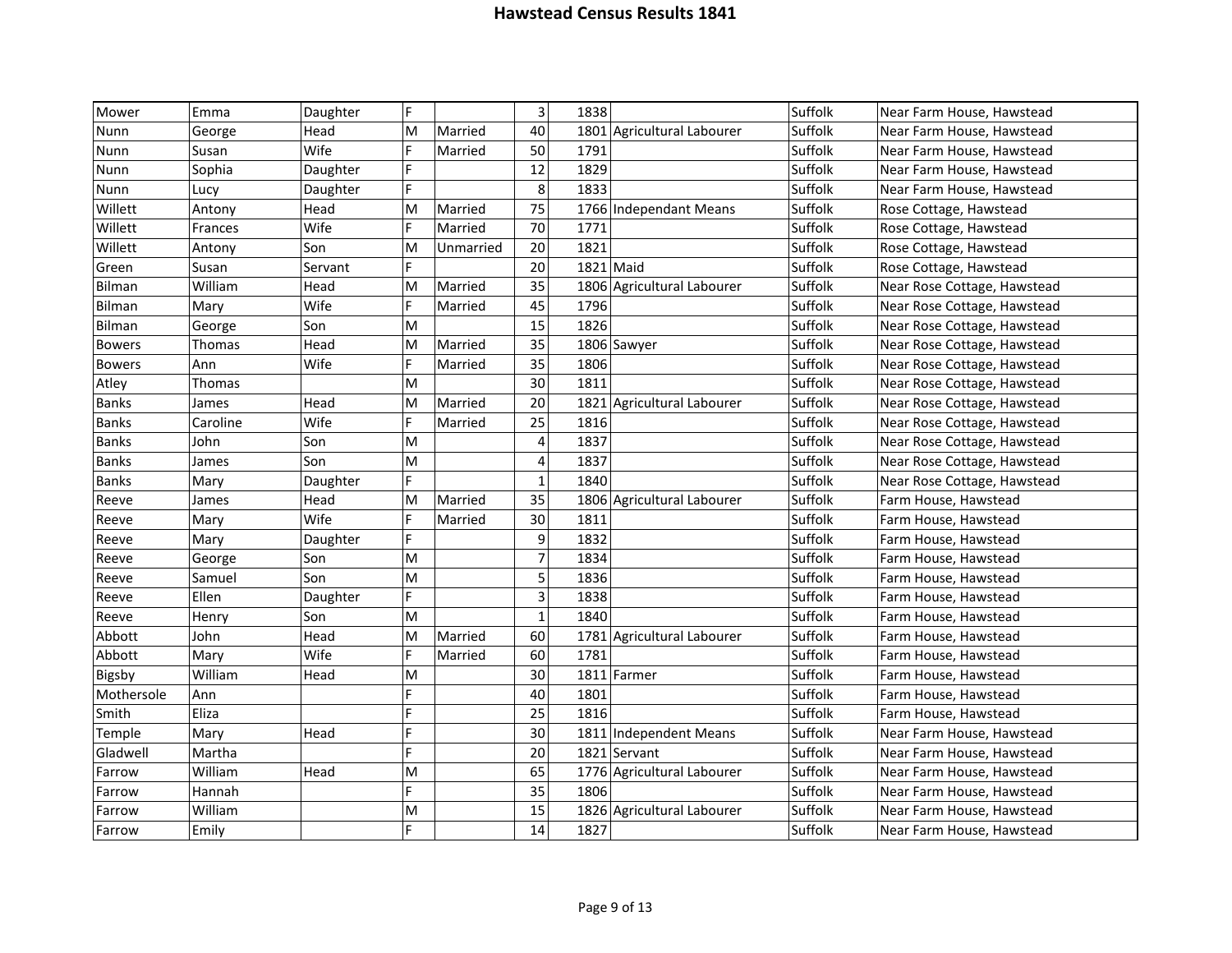# Hawstead Census Results 1841

| | | | | | | | | | |
|---|---|---|---|---|---|---|---|---|---|
| Mower | Emma | Daughter | F | | 3 | 1838 | | Suffolk | Near Farm House, Hawstead |
| Nunn | George | Head | M | Married | 40 | 1801 | Agricultural Labourer | Suffolk | Near Farm House, Hawstead |
| Nunn | Susan | Wife | F | Married | 50 | 1791 | | Suffolk | Near Farm House, Hawstead |
| Nunn | Sophia | Daughter | F | | 12 | 1829 | | Suffolk | Near Farm House, Hawstead |
| Nunn | Lucy | Daughter | F | | 8 | 1833 | | Suffolk | Near Farm House, Hawstead |
| Willett | Antony | Head | M | Married | 75 | 1766 | Independant Means | Suffolk | Rose Cottage, Hawstead |
| Willett | Frances | Wife | F | Married | 70 | 1771 | | Suffolk | Rose Cottage, Hawstead |
| Willett | Antony | Son | M | Unmarried | 20 | 1821 | | Suffolk | Rose Cottage, Hawstead |
| Green | Susan | Servant | F | | 20 | 1821 | Maid | Suffolk | Rose Cottage, Hawstead |
| Bilman | William | Head | M | Married | 35 | 1806 | Agricultural Labourer | Suffolk | Near Rose Cottage, Hawstead |
| Bilman | Mary | Wife | F | Married | 45 | 1796 | | Suffolk | Near Rose Cottage, Hawstead |
| Bilman | George | Son | M | | 15 | 1826 | | Suffolk | Near Rose Cottage, Hawstead |
| Bowers | Thomas | Head | M | Married | 35 | 1806 | Sawyer | Suffolk | Near Rose Cottage, Hawstead |
| Bowers | Ann | Wife | F | Married | 35 | 1806 | | Suffolk | Near Rose Cottage, Hawstead |
| Atley | Thomas | | M | | 30 | 1811 | | Suffolk | Near Rose Cottage, Hawstead |
| Banks | James | Head | M | Married | 20 | 1821 | Agricultural Labourer | Suffolk | Near Rose Cottage, Hawstead |
| Banks | Caroline | Wife | F | Married | 25 | 1816 | | Suffolk | Near Rose Cottage, Hawstead |
| Banks | John | Son | M | | 4 | 1837 | | Suffolk | Near Rose Cottage, Hawstead |
| Banks | James | Son | M | | 4 | 1837 | | Suffolk | Near Rose Cottage, Hawstead |
| Banks | Mary | Daughter | F | | 1 | 1840 | | Suffolk | Near Rose Cottage, Hawstead |
| Reeve | James | Head | M | Married | 35 | 1806 | Agricultural Labourer | Suffolk | Farm House, Hawstead |
| Reeve | Mary | Wife | F | Married | 30 | 1811 | | Suffolk | Farm House, Hawstead |
| Reeve | Mary | Daughter | F | | 9 | 1832 | | Suffolk | Farm House, Hawstead |
| Reeve | George | Son | M | | 7 | 1834 | | Suffolk | Farm House, Hawstead |
| Reeve | Samuel | Son | M | | 5 | 1836 | | Suffolk | Farm House, Hawstead |
| Reeve | Ellen | Daughter | F | | 3 | 1838 | | Suffolk | Farm House, Hawstead |
| Reeve | Henry | Son | M | | 1 | 1840 | | Suffolk | Farm House, Hawstead |
| Abbott | John | Head | M | Married | 60 | 1781 | Agricultural Labourer | Suffolk | Farm House, Hawstead |
| Abbott | Mary | Wife | F | Married | 60 | 1781 | | Suffolk | Farm House, Hawstead |
| Bigsby | William | Head | M | | 30 | 1811 | Farmer | Suffolk | Farm House, Hawstead |
| Mothersole | Ann | | F | | 40 | 1801 | | Suffolk | Farm House, Hawstead |
| Smith | Eliza | | F | | 25 | 1816 | | Suffolk | Farm House, Hawstead |
| Temple | Mary | Head | F | | 30 | 1811 | Independent Means | Suffolk | Near Farm House, Hawstead |
| Gladwell | Martha | | F | | 20 | 1821 | Servant | Suffolk | Near Farm House, Hawstead |
| Farrow | William | Head | M | | 65 | 1776 | Agricultural Labourer | Suffolk | Near Farm House, Hawstead |
| Farrow | Hannah | | F | | 35 | 1806 | | Suffolk | Near Farm House, Hawstead |
| Farrow | William | | M | | 15 | 1826 | Agricultural Labourer | Suffolk | Near Farm House, Hawstead |
| Farrow | Emily | | F | | 14 | 1827 | | Suffolk | Near Farm House, Hawstead |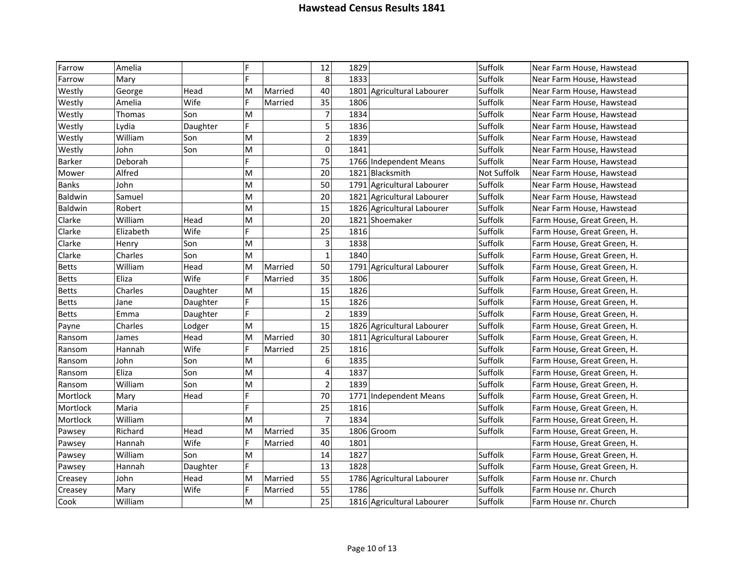# Hawstead Census Results 1841

| | | | | | | | | | |
|---|---|---|---|---|---|---|---|---|---|
| Farrow | Amelia | | F | | 12 | 1829 | | Suffolk | Near Farm House, Hawstead |
| Farrow | Mary | | F | | 8 | 1833 | | Suffolk | Near Farm House, Hawstead |
| Westly | George | Head | M | Married | 40 | 1801 | Agricultural Labourer | Suffolk | Near Farm House, Hawstead |
| Westly | Amelia | Wife | F | Married | 35 | 1806 | | Suffolk | Near Farm House, Hawstead |
| Westly | Thomas | Son | M | | 7 | 1834 | | Suffolk | Near Farm House, Hawstead |
| Westly | Lydia | Daughter | F | | 5 | 1836 | | Suffolk | Near Farm House, Hawstead |
| Westly | William | Son | M | | 2 | 1839 | | Suffolk | Near Farm House, Hawstead |
| Westly | John | Son | M | | 0 | 1841 | | Suffolk | Near Farm House, Hawstead |
| Barker | Deborah | | F | | 75 | 1766 | Independent Means | Suffolk | Near Farm House, Hawstead |
| Mower | Alfred | | M | | 20 | 1821 | Blacksmith | Not Suffolk | Near Farm House, Hawstead |
| Banks | John | | M | | 50 | 1791 | Agricultural Labourer | Suffolk | Near Farm House, Hawstead |
| Baldwin | Samuel | | M | | 20 | 1821 | Agricultural Labourer | Suffolk | Near Farm House, Hawstead |
| Baldwin | Robert | | M | | 15 | 1826 | Agricultural Labourer | Suffolk | Near Farm House, Hawstead |
| Clarke | William | Head | M | | 20 | 1821 | Shoemaker | Suffolk | Farm House, Great Green, H. |
| Clarke | Elizabeth | Wife | F | | 25 | 1816 | | Suffolk | Farm House, Great Green, H. |
| Clarke | Henry | Son | M | | 3 | 1838 | | Suffolk | Farm House, Great Green, H. |
| Clarke | Charles | Son | M | | 1 | 1840 | | Suffolk | Farm House, Great Green, H. |
| Betts | William | Head | M | Married | 50 | 1791 | Agricultural Labourer | Suffolk | Farm House, Great Green, H. |
| Betts | Eliza | Wife | F | Married | 35 | 1806 | | Suffolk | Farm House, Great Green, H. |
| Betts | Charles | Daughter | M | | 15 | 1826 | | Suffolk | Farm House, Great Green, H. |
| Betts | Jane | Daughter | F | | 15 | 1826 | | Suffolk | Farm House, Great Green, H. |
| Betts | Emma | Daughter | F | | 2 | 1839 | | Suffolk | Farm House, Great Green, H. |
| Payne | Charles | Lodger | M | | 15 | 1826 | Agricultural Labourer | Suffolk | Farm House, Great Green, H. |
| Ransom | James | Head | M | Married | 30 | 1811 | Agricultural Labourer | Suffolk | Farm House, Great Green, H. |
| Ransom | Hannah | Wife | F | Married | 25 | 1816 | | Suffolk | Farm House, Great Green, H. |
| Ransom | John | Son | M | | 6 | 1835 | | Suffolk | Farm House, Great Green, H. |
| Ransom | Eliza | Son | M | | 4 | 1837 | | Suffolk | Farm House, Great Green, H. |
| Ransom | William | Son | M | | 2 | 1839 | | Suffolk | Farm House, Great Green, H. |
| Mortlock | Mary | Head | F | | 70 | 1771 | Independent Means | Suffolk | Farm House, Great Green, H. |
| Mortlock | Maria | | F | | 25 | 1816 | | Suffolk | Farm House, Great Green, H. |
| Mortlock | William | | M | | 7 | 1834 | | Suffolk | Farm House, Great Green, H. |
| Pawsey | Richard | Head | M | Married | 35 | 1806 | Groom | Suffolk | Farm House, Great Green, H. |
| Pawsey | Hannah | Wife | F | Married | 40 | 1801 | | | Farm House, Great Green, H. |
| Pawsey | William | Son | M | | 14 | 1827 | | Suffolk | Farm House, Great Green, H. |
| Pawsey | Hannah | Daughter | F | | 13 | 1828 | | Suffolk | Farm House, Great Green, H. |
| Creasey | John | Head | M | Married | 55 | 1786 | Agricultural Labourer | Suffolk | Farm House nr. Church |
| Creasey | Mary | Wife | F | Married | 55 | 1786 | | Suffolk | Farm House nr. Church |
| Cook | William | | M | | 25 | 1816 | Agricultural Labourer | Suffolk | Farm House nr. Church |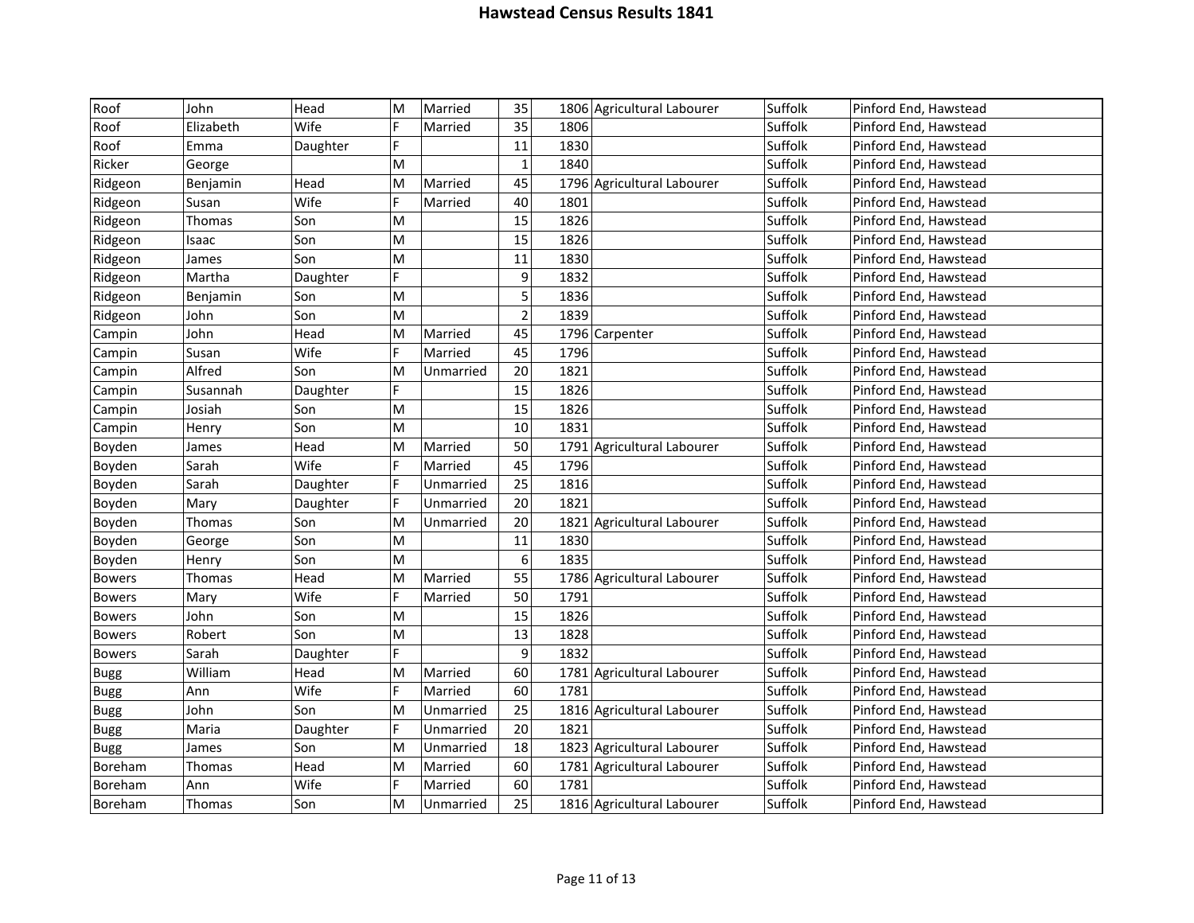# Hawstead Census Results 1841

| | | | | | | | | | |
|---|---|---|---|---|---|---|---|---|---|
| Roof | John | Head | M | Married | 35 | 1806 | Agricultural Labourer | Suffolk | Pinford End, Hawstead |
| Roof | Elizabeth | Wife | F | Married | 35 | 1806 | | Suffolk | Pinford End, Hawstead |
| Roof | Emma | Daughter | F | | 11 | 1830 | | Suffolk | Pinford End, Hawstead |
| Ricker | George | | M | | 1 | 1840 | | Suffolk | Pinford End, Hawstead |
| Ridgeon | Benjamin | Head | M | Married | 45 | 1796 | Agricultural Labourer | Suffolk | Pinford End, Hawstead |
| Ridgeon | Susan | Wife | F | Married | 40 | 1801 | | Suffolk | Pinford End, Hawstead |
| Ridgeon | Thomas | Son | M | | 15 | 1826 | | Suffolk | Pinford End, Hawstead |
| Ridgeon | Isaac | Son | M | | 15 | 1826 | | Suffolk | Pinford End, Hawstead |
| Ridgeon | James | Son | M | | 11 | 1830 | | Suffolk | Pinford End, Hawstead |
| Ridgeon | Martha | Daughter | F | | 9 | 1832 | | Suffolk | Pinford End, Hawstead |
| Ridgeon | Benjamin | Son | M | | 5 | 1836 | | Suffolk | Pinford End, Hawstead |
| Ridgeon | John | Son | M | | 2 | 1839 | | Suffolk | Pinford End, Hawstead |
| Campin | John | Head | M | Married | 45 | 1796 | Carpenter | Suffolk | Pinford End, Hawstead |
| Campin | Susan | Wife | F | Married | 45 | 1796 | | Suffolk | Pinford End, Hawstead |
| Campin | Alfred | Son | M | Unmarried | 20 | 1821 | | Suffolk | Pinford End, Hawstead |
| Campin | Susannah | Daughter | F | | 15 | 1826 | | Suffolk | Pinford End, Hawstead |
| Campin | Josiah | Son | M | | 15 | 1826 | | Suffolk | Pinford End, Hawstead |
| Campin | Henry | Son | M | | 10 | 1831 | | Suffolk | Pinford End, Hawstead |
| Boyden | James | Head | M | Married | 50 | 1791 | Agricultural Labourer | Suffolk | Pinford End, Hawstead |
| Boyden | Sarah | Wife | F | Married | 45 | 1796 | | Suffolk | Pinford End, Hawstead |
| Boyden | Sarah | Daughter | F | Unmarried | 25 | 1816 | | Suffolk | Pinford End, Hawstead |
| Boyden | Mary | Daughter | F | Unmarried | 20 | 1821 | | Suffolk | Pinford End, Hawstead |
| Boyden | Thomas | Son | M | Unmarried | 20 | 1821 | Agricultural Labourer | Suffolk | Pinford End, Hawstead |
| Boyden | George | Son | M | | 11 | 1830 | | Suffolk | Pinford End, Hawstead |
| Boyden | Henry | Son | M | | 6 | 1835 | | Suffolk | Pinford End, Hawstead |
| Bowers | Thomas | Head | M | Married | 55 | 1786 | Agricultural Labourer | Suffolk | Pinford End, Hawstead |
| Bowers | Mary | Wife | F | Married | 50 | 1791 | | Suffolk | Pinford End, Hawstead |
| Bowers | John | Son | M | | 15 | 1826 | | Suffolk | Pinford End, Hawstead |
| Bowers | Robert | Son | M | | 13 | 1828 | | Suffolk | Pinford End, Hawstead |
| Bowers | Sarah | Daughter | F | | 9 | 1832 | | Suffolk | Pinford End, Hawstead |
| Bugg | William | Head | M | Married | 60 | 1781 | Agricultural Labourer | Suffolk | Pinford End, Hawstead |
| Bugg | Ann | Wife | F | Married | 60 | 1781 | | Suffolk | Pinford End, Hawstead |
| Bugg | John | Son | M | Unmarried | 25 | 1816 | Agricultural Labourer | Suffolk | Pinford End, Hawstead |
| Bugg | Maria | Daughter | F | Unmarried | 20 | 1821 | | Suffolk | Pinford End, Hawstead |
| Bugg | James | Son | M | Unmarried | 18 | 1823 | Agricultural Labourer | Suffolk | Pinford End, Hawstead |
| Boreham | Thomas | Head | M | Married | 60 | 1781 | Agricultural Labourer | Suffolk | Pinford End, Hawstead |
| Boreham | Ann | Wife | F | Married | 60 | 1781 | | Suffolk | Pinford End, Hawstead |
| Boreham | Thomas | Son | M | Unmarried | 25 | 1816 | Agricultural Labourer | Suffolk | Pinford End, Hawstead |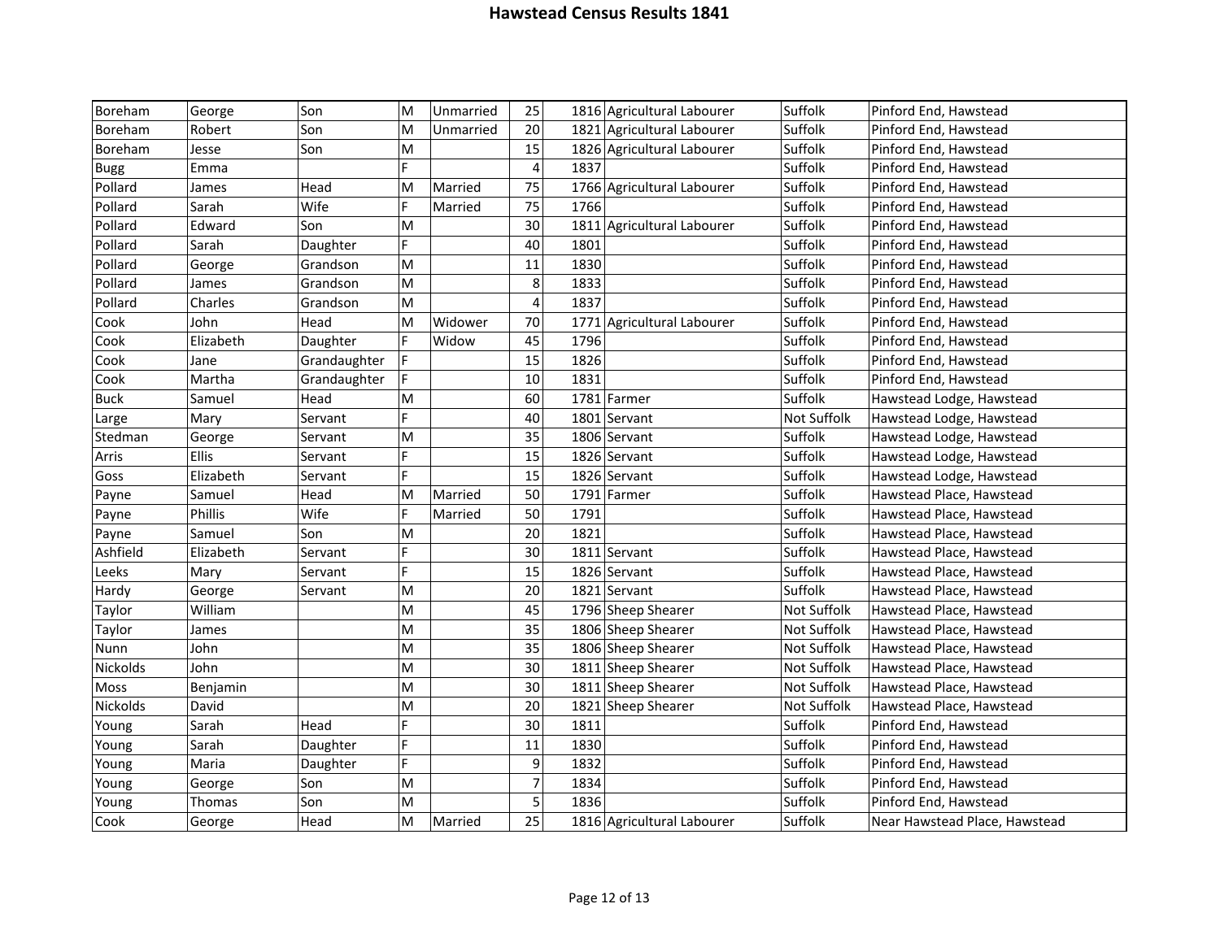# Hawstead Census Results 1841

| | | | | | | | | | |
|---|---|---|---|---|---|---|---|---|---|
| Boreham | George | Son | M | Unmarried | 25 | 1816 | Agricultural Labourer | Suffolk | Pinford End, Hawstead |
| Boreham | Robert | Son | M | Unmarried | 20 | 1821 | Agricultural Labourer | Suffolk | Pinford End, Hawstead |
| Boreham | Jesse | Son | M | | 15 | 1826 | Agricultural Labourer | Suffolk | Pinford End, Hawstead |
| Bugg | Emma | | F | | 4 | 1837 | | Suffolk | Pinford End, Hawstead |
| Pollard | James | Head | M | Married | 75 | 1766 | Agricultural Labourer | Suffolk | Pinford End, Hawstead |
| Pollard | Sarah | Wife | F | Married | 75 | 1766 | | Suffolk | Pinford End, Hawstead |
| Pollard | Edward | Son | M | | 30 | 1811 | Agricultural Labourer | Suffolk | Pinford End, Hawstead |
| Pollard | Sarah | Daughter | F | | 40 | 1801 | | Suffolk | Pinford End, Hawstead |
| Pollard | George | Grandson | M | | 11 | 1830 | | Suffolk | Pinford End, Hawstead |
| Pollard | James | Grandson | M | | 8 | 1833 | | Suffolk | Pinford End, Hawstead |
| Pollard | Charles | Grandson | M | | 4 | 1837 | | Suffolk | Pinford End, Hawstead |
| Cook | John | Head | M | Widower | 70 | 1771 | Agricultural Labourer | Suffolk | Pinford End, Hawstead |
| Cook | Elizabeth | Daughter | F | Widow | 45 | 1796 | | Suffolk | Pinford End, Hawstead |
| Cook | Jane | Grandaughter | F | | 15 | 1826 | | Suffolk | Pinford End, Hawstead |
| Cook | Martha | Grandaughter | F | | 10 | 1831 | | Suffolk | Pinford End, Hawstead |
| Buck | Samuel | Head | M | | 60 | 1781 | Farmer | Suffolk | Hawstead Lodge, Hawstead |
| Large | Mary | Servant | F | | 40 | 1801 | Servant | Not Suffolk | Hawstead Lodge, Hawstead |
| Stedman | George | Servant | M | | 35 | 1806 | Servant | Suffolk | Hawstead Lodge, Hawstead |
| Arris | Ellis | Servant | F | | 15 | 1826 | Servant | Suffolk | Hawstead Lodge, Hawstead |
| Goss | Elizabeth | Servant | F | | 15 | 1826 | Servant | Suffolk | Hawstead Lodge, Hawstead |
| Payne | Samuel | Head | M | Married | 50 | 1791 | Farmer | Suffolk | Hawstead Place, Hawstead |
| Payne | Phillis | Wife | F | Married | 50 | 1791 | | Suffolk | Hawstead Place, Hawstead |
| Payne | Samuel | Son | M | | 20 | 1821 | | Suffolk | Hawstead Place, Hawstead |
| Ashfield | Elizabeth | Servant | F | | 30 | 1811 | Servant | Suffolk | Hawstead Place, Hawstead |
| Leeks | Mary | Servant | F | | 15 | 1826 | Servant | Suffolk | Hawstead Place, Hawstead |
| Hardy | George | Servant | M | | 20 | 1821 | Servant | Suffolk | Hawstead Place, Hawstead |
| Taylor | William | | M | | 45 | 1796 | Sheep Shearer | Not Suffolk | Hawstead Place, Hawstead |
| Taylor | James | | M | | 35 | 1806 | Sheep Shearer | Not Suffolk | Hawstead Place, Hawstead |
| Nunn | John | | M | | 35 | 1806 | Sheep Shearer | Not Suffolk | Hawstead Place, Hawstead |
| Nickolds | John | | M | | 30 | 1811 | Sheep Shearer | Not Suffolk | Hawstead Place, Hawstead |
| Moss | Benjamin | | M | | 30 | 1811 | Sheep Shearer | Not Suffolk | Hawstead Place, Hawstead |
| Nickolds | David | | M | | 20 | 1821 | Sheep Shearer | Not Suffolk | Hawstead Place, Hawstead |
| Young | Sarah | Head | F | | 30 | 1811 | | Suffolk | Pinford End, Hawstead |
| Young | Sarah | Daughter | F | | 11 | 1830 | | Suffolk | Pinford End, Hawstead |
| Young | Maria | Daughter | F | | 9 | 1832 | | Suffolk | Pinford End, Hawstead |
| Young | George | Son | M | | 7 | 1834 | | Suffolk | Pinford End, Hawstead |
| Young | Thomas | Son | M | | 5 | 1836 | | Suffolk | Pinford End, Hawstead |
| Cook | George | Head | M | Married | 25 | 1816 | Agricultural Labourer | Suffolk | Near Hawstead Place, Hawstead |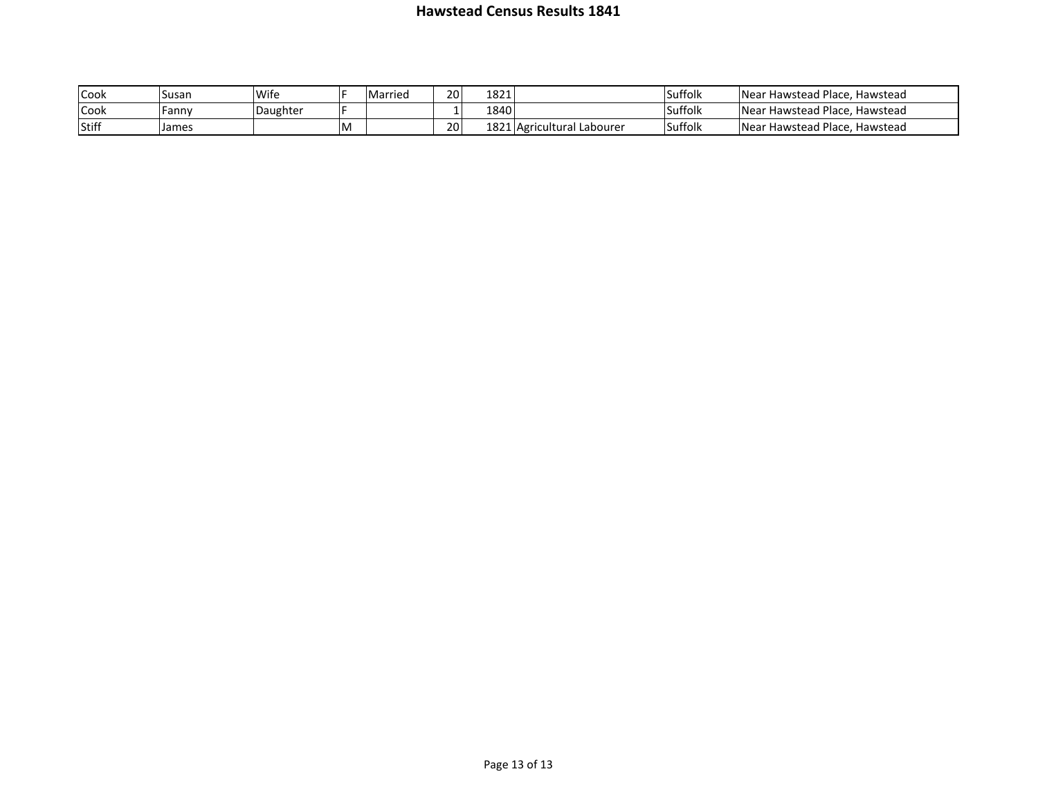# Hawstead Census Results 1841

| | | | | | | | | | |
|---|---|---|---|---|---|---|---|---|---|
| Cook | Susan | Wife | F | Married | 20 | 1821 | | Suffolk | Near Hawstead Place, Hawstead |
| Cook | Fanny | Daughter | F | | 1 | 1840 | | Suffolk | Near Hawstead Place, Hawstead |
| Stiff | James | | M | | 20 | 1821 | Agricultural Labourer | Suffolk | Near Hawstead Place, Hawstead |